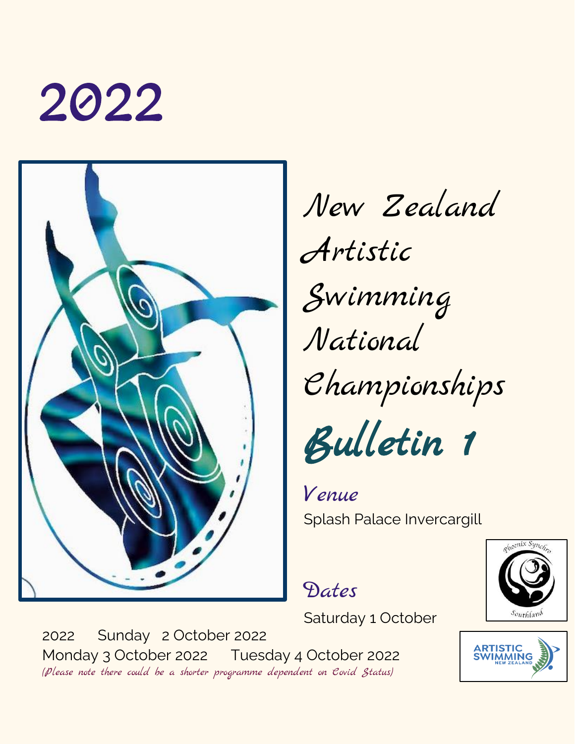# 2022

# New Zealand Artistic Swimming National Championships

## Bulletin 1

### Venue

Splash Palace Invercargill

### Dates

Saturday 1 October 2022 Sunday 2 October 2022

Monday 3 October 2022 Tuesday 4 October 2022

*(Please note there could be a shorter programme dependent on Covid Status)*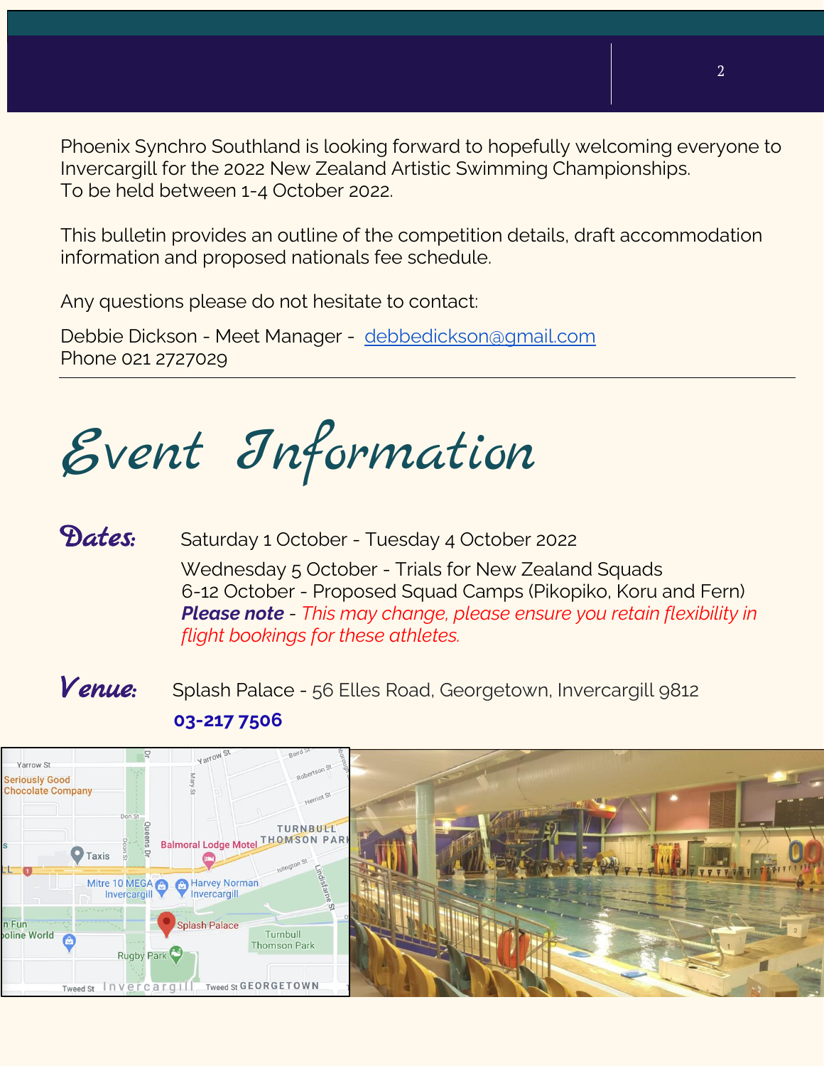Phoenix Synchro Southland is looking forward to hopefully welcoming everyone to Invercargill for the 2022 New Zealand Artistic Swimming Championships.
To be held between 1-4 October 2022.

This bulletin provides an outline of the competition details, draft accommodation information and proposed nationals fee schedule.

Any questions please do not hesitate to contact:

Debbie Dickson - Meet Manager - debbedickson@gmail.com
Phone 021 2727029

---

# Event Information

**Dates:** Saturday 1 October - Tuesday 4 October 2022

Wednesday 5 October - Trials for New Zealand Squads
6-12 October - Proposed Squad Camps (Pikopiko, Koru and Fern)
***Please note*** - *This may change, please ensure you retain flexibility in flight bookings for these athletes.*

**Venue:** Splash Palace - 56 Elles Road, Georgetown, Invercargill 9812

**03-217 7506**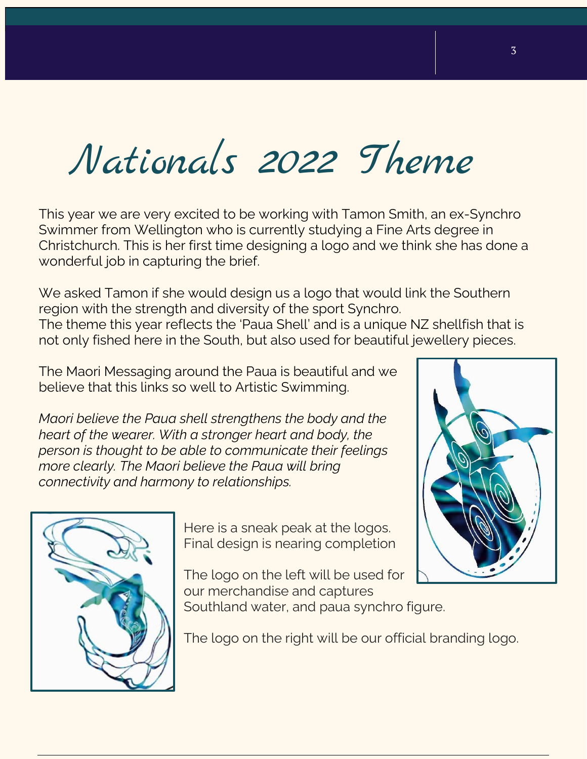# Nationals 2022 Theme

This year we are very excited to be working with Tamon Smith, an ex-Synchro Swimmer from Wellington who is currently studying a Fine Arts degree in Christchurch. This is her first time designing a logo and we think she has done a wonderful job in capturing the brief.

We asked Tamon if she would design us a logo that would link the Southern region with the strength and diversity of the sport Synchro.
The theme this year reflects the 'Paua Shell' and is a unique NZ shellfish that is not only fished here in the South, but also used for beautiful jewellery pieces.

The Maori Messaging around the Paua is beautiful and we believe that this links so well to Artistic Swimming.

*Maori believe the Paua shell strengthens the body and the heart of the wearer. With a stronger heart and body, the person is thought to be able to communicate their feelings more clearly. The Maori believe the Paua will bring connectivity and harmony to relationships.*

Here is a sneak peak at the logos.
Final design is nearing completion

The logo on the left will be used for our merchandise and captures Southland water, and paua synchro figure.

The logo on the right will be our official branding logo.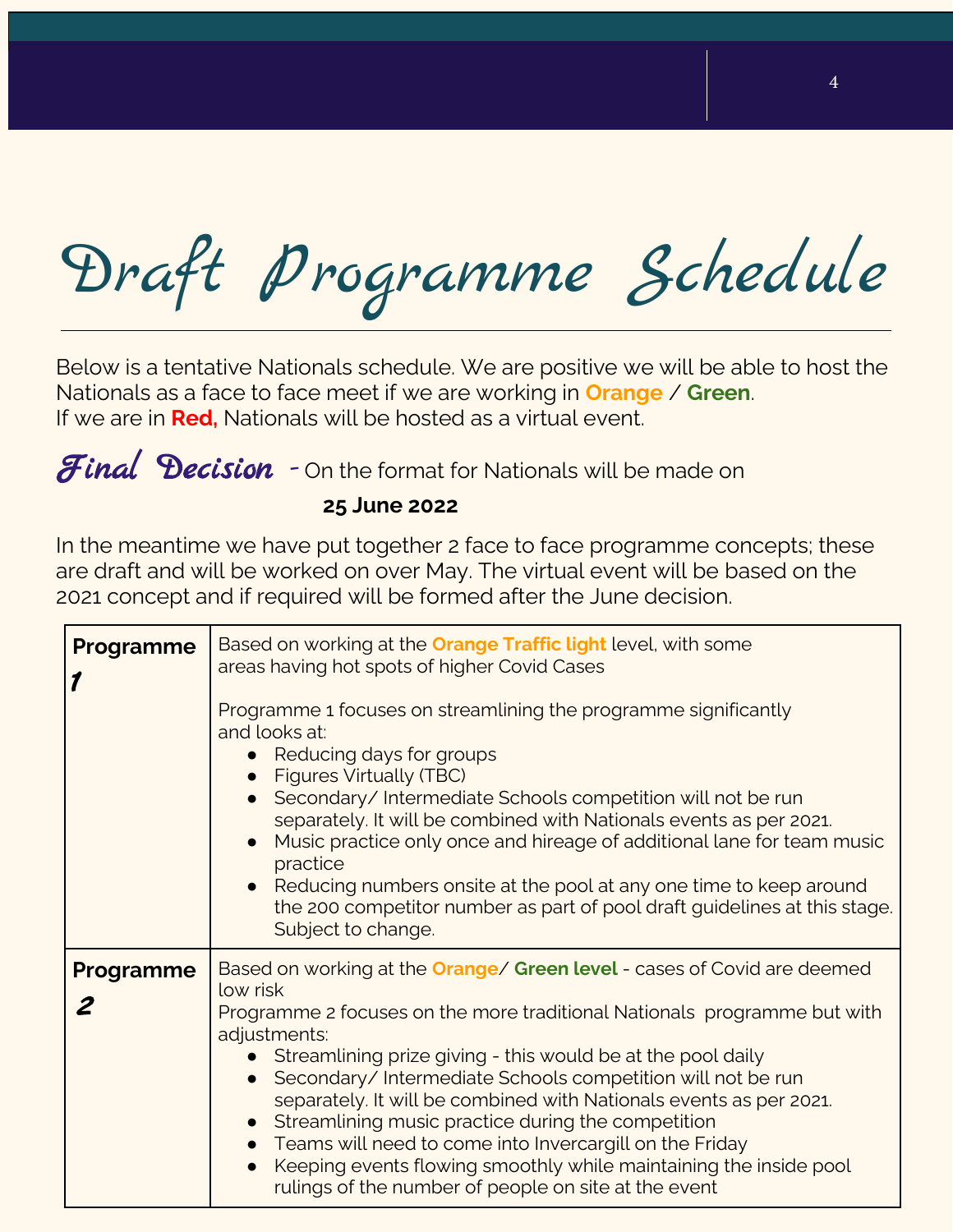# Draft Programme Schedule

Below is a tentative Nationals schedule. We are positive we will be able to host the Nationals as a face to face meet if we are working in **Orange** / **Green**.
If we are in **Red,** Nationals will be hosted as a virtual event.

***Final Decision*** - On the format for Nationals will be made on

**25 June 2022**

In the meantime we have put together 2 face to face programme concepts; these are draft and will be worked on over May. The virtual event will be based on the 2021 concept and if required will be formed after the June decision.

| | |
|---|---|
| **Programme 1** | Based on working at the **Orange Traffic light** level, with some areas having hot spots of higher Covid Cases<br><br>Programme 1 focuses on streamlining the programme significantly and looks at:<br>• Reducing days for groups<br>• Figures Virtually (TBC)<br>• Secondary/ Intermediate Schools competition will not be run separately. It will be combined with Nationals events as per 2021.<br>• Music practice only once and hireage of additional lane for team music practice<br>• Reducing numbers onsite at the pool at any one time to keep around the 200 competitor number as part of pool draft guidelines at this stage. Subject to change. |
| **Programme 2** | Based on working at the **Orange**/ **Green level** - cases of Covid are deemed low risk<br>Programme 2 focuses on the more traditional Nationals programme but with adjustments:<br>• Streamlining prize giving - this would be at the pool daily<br>• Secondary/ Intermediate Schools competition will not be run separately. It will be combined with Nationals events as per 2021.<br>• Streamlining music practice during the competition<br>• Teams will need to come into Invercargill on the Friday<br>• Keeping events flowing smoothly while maintaining the inside pool rulings of the number of people on site at the event |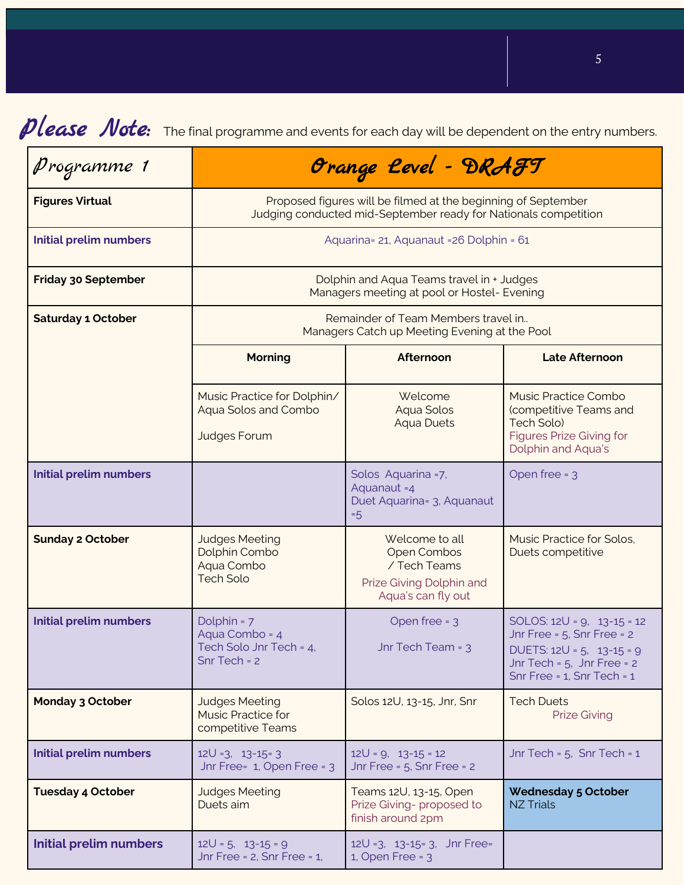**Please Note:** The final programme and events for each day will be dependent on the entry numbers.

| Programme 1 | Orange Level - DRAFT | | |
|---|---|---|---|
| **Figures Virtual** | Proposed figures will be filmed at the beginning of September<br>Judging conducted mid-September ready for Nationals competition | | |
| **Initial prelim numbers** | Aquarina= 21, Aquanaut =26 Dolphin = 61 | | |
| **Friday 30 September** | Dolphin and Aqua Teams travel in + Judges<br>Managers meeting at pool or Hostel- Evening | | |
| **Saturday 1 October** | Remainder of Team Members travel in..<br>Managers Catch up Meeting Evening at the Pool | | |
| | **Morning** | **Afternoon** | **Late Afternoon** |
| | Music Practice for Dolphin/ Aqua Solos and Combo<br><br>Judges Forum | Welcome<br>Aqua Solos<br>Aqua Duets | Music Practice Combo (competitive Teams and Tech Solo)<br>Figures Prize Giving for Dolphin and Aqua's |
| **Initial prelim numbers** | | Solos Aquarina =7, Aquanaut =4<br>Duet Aquarina= 3, Aquanaut =5 | Open free = 3 |
| **Sunday 2 October** | Judges Meeting<br>Dolphin Combo<br>Aqua Combo<br>Tech Solo | Welcome to all<br>Open Combos<br>/ Tech Teams<br>Prize Giving Dolphin and Aqua's can fly out | Music Practice for Solos, Duets competitive |
| **Initial prelim numbers** | Dolphin = 7<br>Aqua Combo = 4<br>Tech Solo Jnr Tech = 4, Snr Tech = 2 | Open free = 3<br><br>Jnr Tech Team = 3 | SOLOS: 12U = 9, 13-15 = 12<br>Jnr Free = 5, Snr Free = 2<br>DUETS: 12U = 5, 13-15 = 9<br>Jnr Tech = 5, Jnr Free = 2<br>Snr Free = 1, Snr Tech = 1 |
| **Monday 3 October** | Judges Meeting<br>Music Practice for competitive Teams | Solos 12U, 13-15, Jnr, Snr | Tech Duets<br>Prize Giving |
| **Initial prelim numbers** | 12U =3, 13-15= 3<br>Jnr Free= 1, Open Free = 3 | 12U = 9, 13-15 = 12<br>Jnr Free = 5, Snr Free = 2 | Jnr Tech = 5, Snr Tech = 1 |
| **Tuesday 4 October** | Judges Meeting<br>Duets aim | Teams 12U, 13-15, Open<br>Prize Giving- proposed to finish around 2pm | **Wednesday 5 October**<br>NZ Trials |
| **Initial prelim numbers** | 12U = 5, 13-15 = 9<br>Jnr Free = 2, Snr Free = 1, | 12U =3, 13-15= 3, Jnr Free= 1, Open Free = 3 | |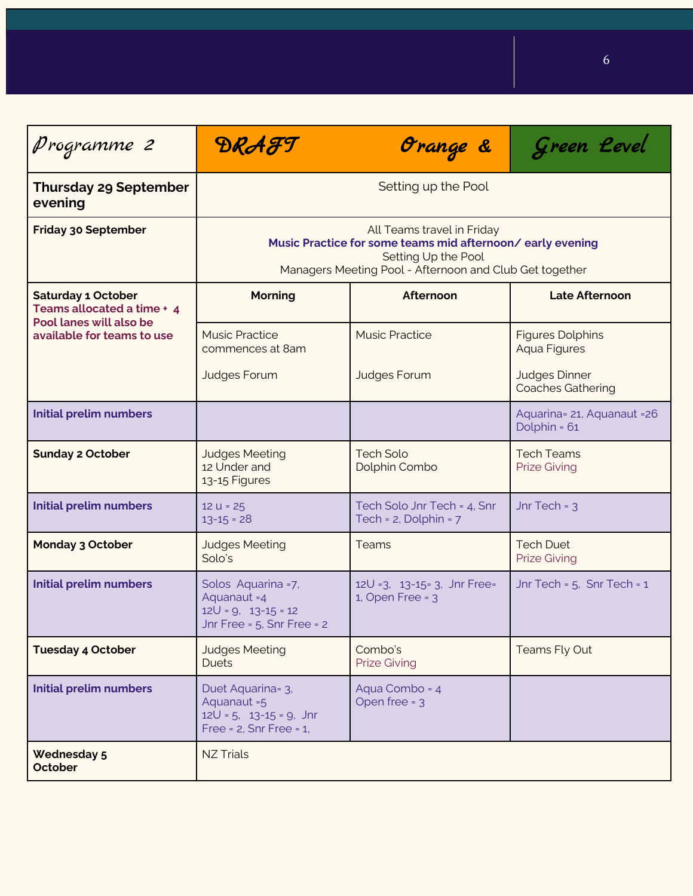| Programme 2 | DRAFT Orange & | | Green Level |
|---|---|---|---|
| **Thursday 29 September evening** | Setting up the Pool | | |
| **Friday 30 September** | All Teams travel in Friday<br>**Music Practice for some teams mid afternoon/ early evening**<br>Setting Up the Pool<br>Managers Meeting Pool - Afternoon and Club Get together | | |
| **Saturday 1 October**<br>**Teams allocated a time + 4 Pool lanes will also be available for teams to use** | **Morning** | **Afternoon** | **Late Afternoon** |
| | Music Practice commences at 8am<br><br>Judges Forum | Music Practice<br><br>Judges Forum | Figures Dolphins<br>Aqua Figures<br><br>Judges Dinner<br>Coaches Gathering |
| **Initial prelim numbers** | | | Aquarina= 21, Aquanaut =26<br>Dolphin = 61 |
| **Sunday 2 October** | Judges Meeting<br>12 Under and<br>13-15 Figures | Tech Solo<br>Dolphin Combo | Tech Teams<br>Prize Giving |
| **Initial prelim numbers** | 12 u = 25<br>13-15 = 28 | Tech Solo Jnr Tech = 4, Snr Tech = 2, Dolphin = 7 | Jnr Tech = 3 |
| **Monday 3 October** | Judges Meeting<br>Solo's | Teams | Tech Duet<br>Prize Giving |
| **Initial prelim numbers** | Solos Aquarina =7, Aquanaut =4<br>12U = 9, 13-15 = 12<br>Jnr Free = 5, Snr Free = 2 | 12U =3, 13-15= 3, Jnr Free= 1, Open Free = 3 | Jnr Tech = 5, Snr Tech = 1 |
| **Tuesday 4 October** | Judges Meeting<br>Duets | Combo's<br>Prize Giving | Teams Fly Out |
| **Initial prelim numbers** | Duet Aquarina= 3, Aquanaut =5<br>12U = 5, 13-15 = 9, Jnr Free = 2, Snr Free = 1, | Aqua Combo = 4<br>Open free = 3 | |
| **Wednesday 5 October** | NZ Trials | | |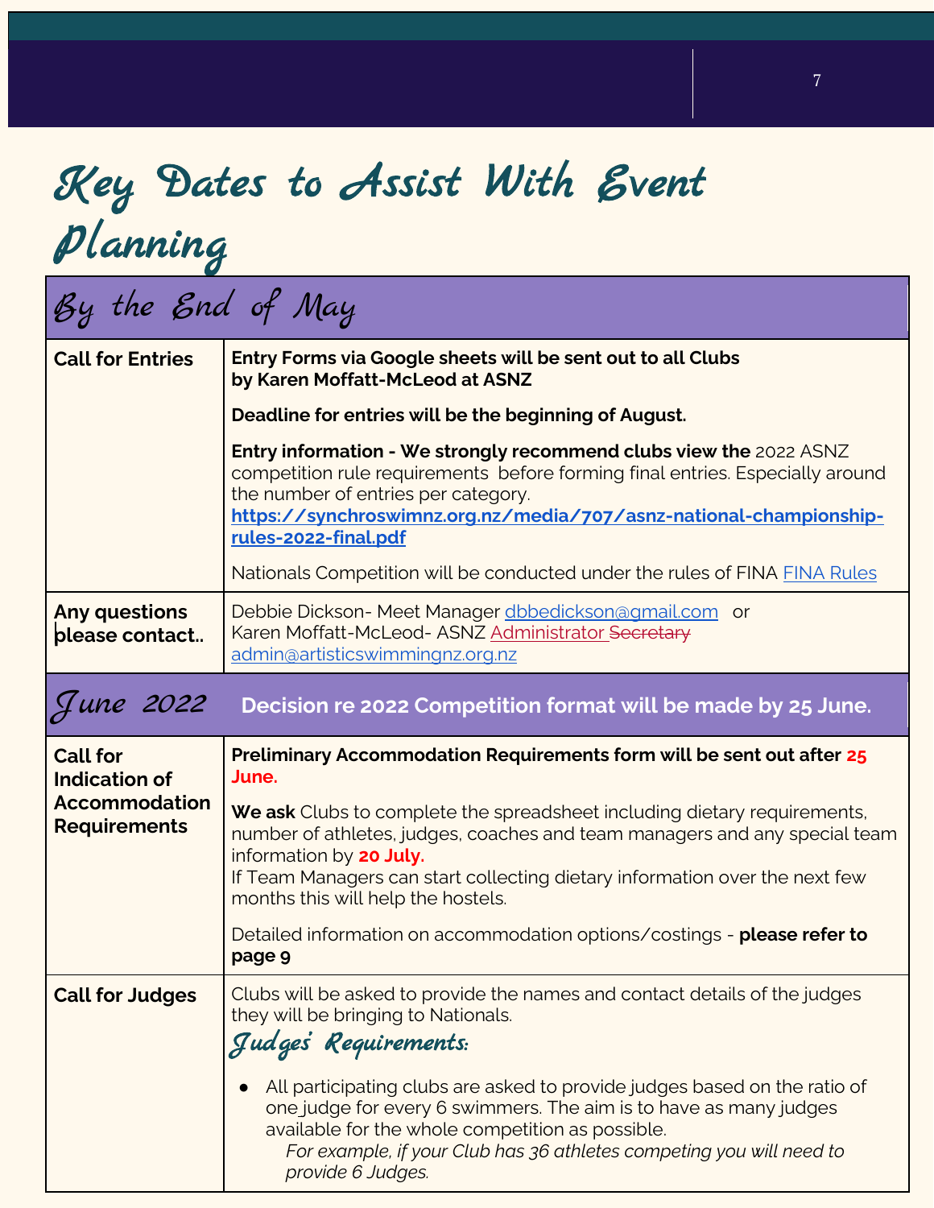# Key Dates to Assist With Event Planning

| By the End of May | |
|---|---|
| **Call for Entries** | **Entry Forms via Google sheets will be sent out to all Clubs by Karen Moffatt-McLeod at ASNZ**<br><br>**Deadline for entries will be the beginning of August.**<br><br>**Entry information - We strongly recommend clubs view the** 2022 ASNZ competition rule requirements before forming final entries. Especially around the number of entries per category.<br>**https://synchroswimnz.org.nz/media/707/asnz-national-championship-rules-2022-final.pdf**<br><br>Nationals Competition will be conducted under the rules of FINA FINA Rules |
| **Any questions please contact..** | Debbie Dickson- Meet Manager dbbedickson@gmail.com or<br>Karen Moffatt-McLeod- ASNZ Administrator ~~Secretary~~<br>admin@artisticswimmingnz.org.nz |
| **June 2022** | **Decision re 2022 Competition format will be made by 25 June.** |
| **Call for Indication of Accommodation Requirements** | **Preliminary Accommodation Requirements form will be sent out after 25 June.**<br><br>**We ask** Clubs to complete the spreadsheet including dietary requirements, number of athletes, judges, coaches and team managers and any special team information by **20 July.**<br>If Team Managers can start collecting dietary information over the next few months this will help the hostels.<br><br>Detailed information on accommodation options/costings - **please refer to page 9** |
| **Call for Judges** | Clubs will be asked to provide the names and contact details of the judges they will be bringing to Nationals.<br><br>***Judges' Requirements:***<br><br>• All participating clubs are asked to provide judges based on the ratio of one judge for every 6 swimmers. The aim is to have as many judges available for the whole competition as possible.<br>*For example, if your Club has 36 athletes competing you will need to provide 6 Judges.* |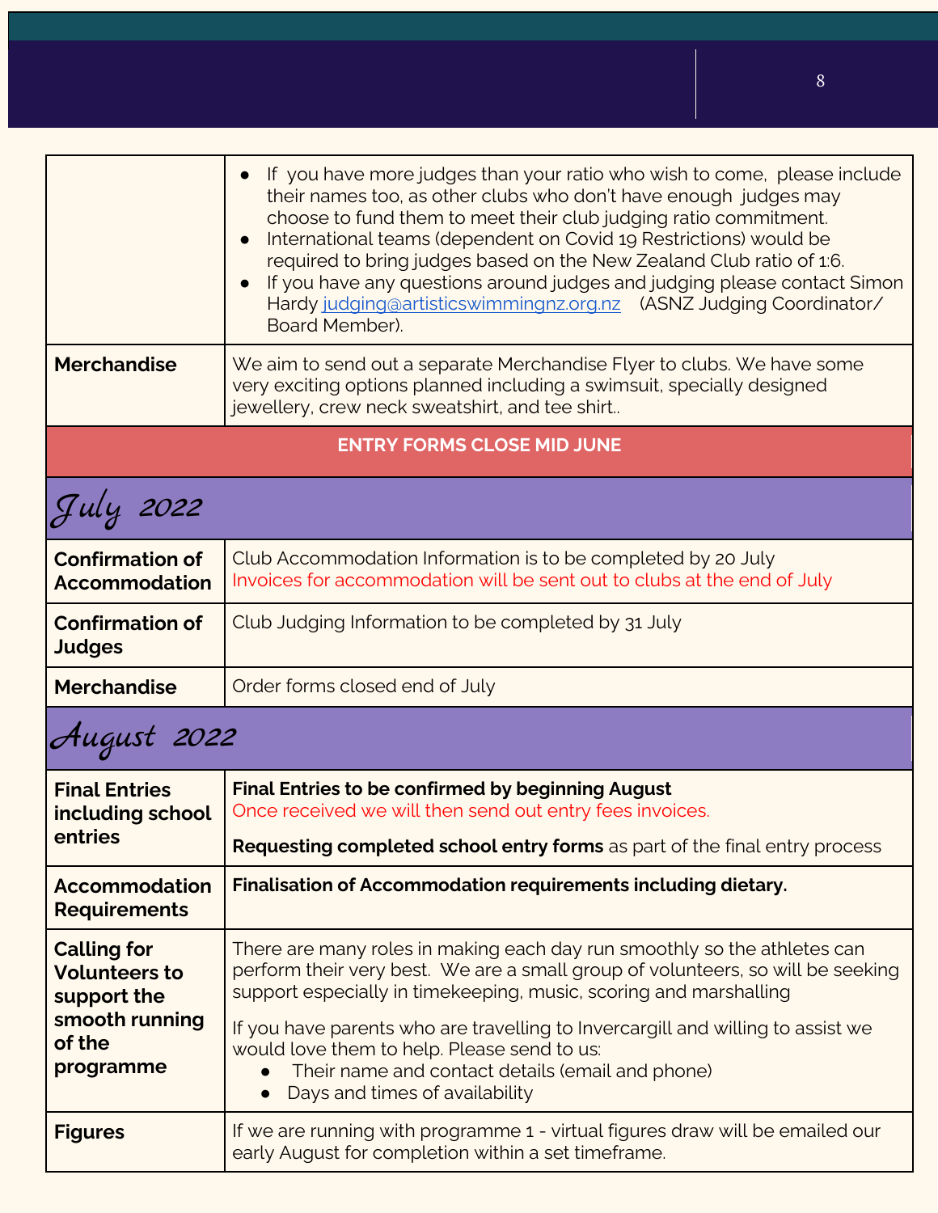| | |
|---|---|
| | • If you have more judges than your ratio who wish to come, please include their names too, as other clubs who don't have enough judges may choose to fund them to meet their club judging ratio commitment.<br>• International teams (dependent on Covid 19 Restrictions) would be required to bring judges based on the New Zealand Club ratio of 1:6.<br>• If you have any questions around judges and judging please contact Simon Hardy judging@artisticswimmingnz.org.nz (ASNZ Judging Coordinator/ Board Member). |
| **Merchandise** | We aim to send out a separate Merchandise Flyer to clubs. We have some very exciting options planned including a swimsuit, specially designed jewellery, crew neck sweatshirt, and tee shirt.. |

**ENTRY FORMS CLOSE MID JUNE**

## July 2022

| | |
|---|---|
| **Confirmation of Accommodation** | Club Accommodation Information is to be completed by 20 July<br>Invoices for accommodation will be sent out to clubs at the end of July |
| **Confirmation of Judges** | Club Judging Information to be completed by 31 July |
| **Merchandise** | Order forms closed end of July |

## August 2022

| | |
|---|---|
| **Final Entries including school entries** | **Final Entries to be confirmed by beginning August**<br>Once received we will then send out entry fees invoices.<br>**Requesting completed school entry forms** as part of the final entry process |
| **Accommodation Requirements** | **Finalisation of Accommodation requirements including dietary.** |
| **Calling for Volunteers to support the smooth running of the programme** | There are many roles in making each day run smoothly so the athletes can perform their very best. We are a small group of volunteers, so will be seeking support especially in timekeeping, music, scoring and marshalling<br>If you have parents who are travelling to Invercargill and willing to assist we would love them to help. Please send to us:<br>• Their name and contact details (email and phone)<br>• Days and times of availability |
| **Figures** | If we are running with programme 1 - virtual figures draw will be emailed our early August for completion within a set timeframe. |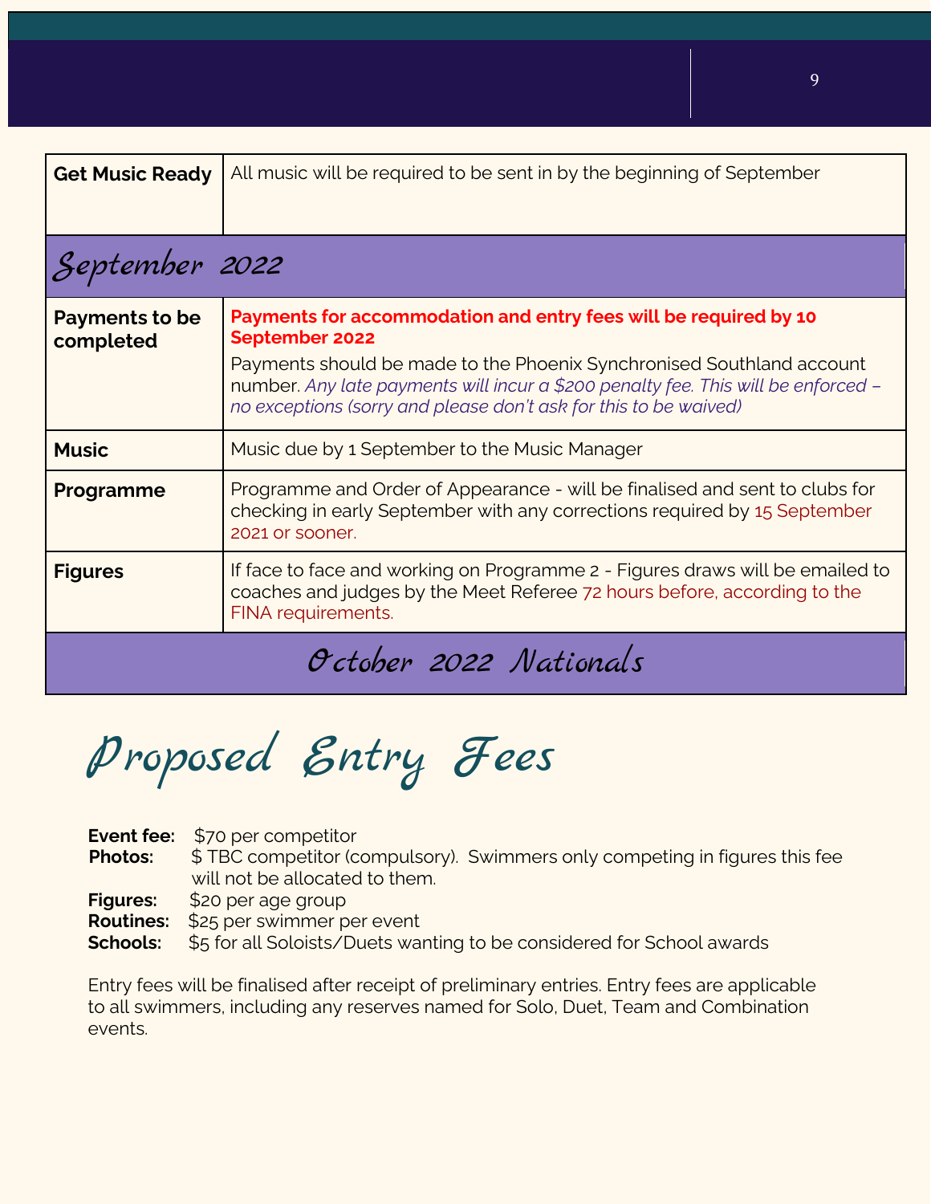| | |
|---|---|
| **Get Music Ready** | All music will be required to be sent in by the beginning of September |
| ***September 2022*** | |
| **Payments to be completed** | **Payments for accommodation and entry fees will be required by 10 September 2022** Payments should be made to the Phoenix Synchronised Southland account number. *Any late payments will incur a $200 penalty fee. This will be enforced – no exceptions (sorry and please don't ask for this to be waived)* |
| **Music** | Music due by 1 September to the Music Manager |
| **Programme** | Programme and Order of Appearance - will be finalised and sent to clubs for checking in early September with any corrections required by 15 September 2021 or sooner. |
| **Figures** | If face to face and working on Programme 2 - Figures draws will be emailed to coaches and judges by the Meet Referee 72 hours before, according to the FINA requirements. |
| ***October 2022 Nationals*** | |

# Proposed Entry Fees

**Event fee:** $70 per competitor
**Photos:** $ TBC competitor (compulsory). Swimmers only competing in figures this fee will not be allocated to them.
**Figures:** $20 per age group
**Routines:** $25 per swimmer per event
**Schools:** $5 for all Soloists/Duets wanting to be considered for School awards

Entry fees will be finalised after receipt of preliminary entries. Entry fees are applicable to all swimmers, including any reserves named for Solo, Duet, Team and Combination events.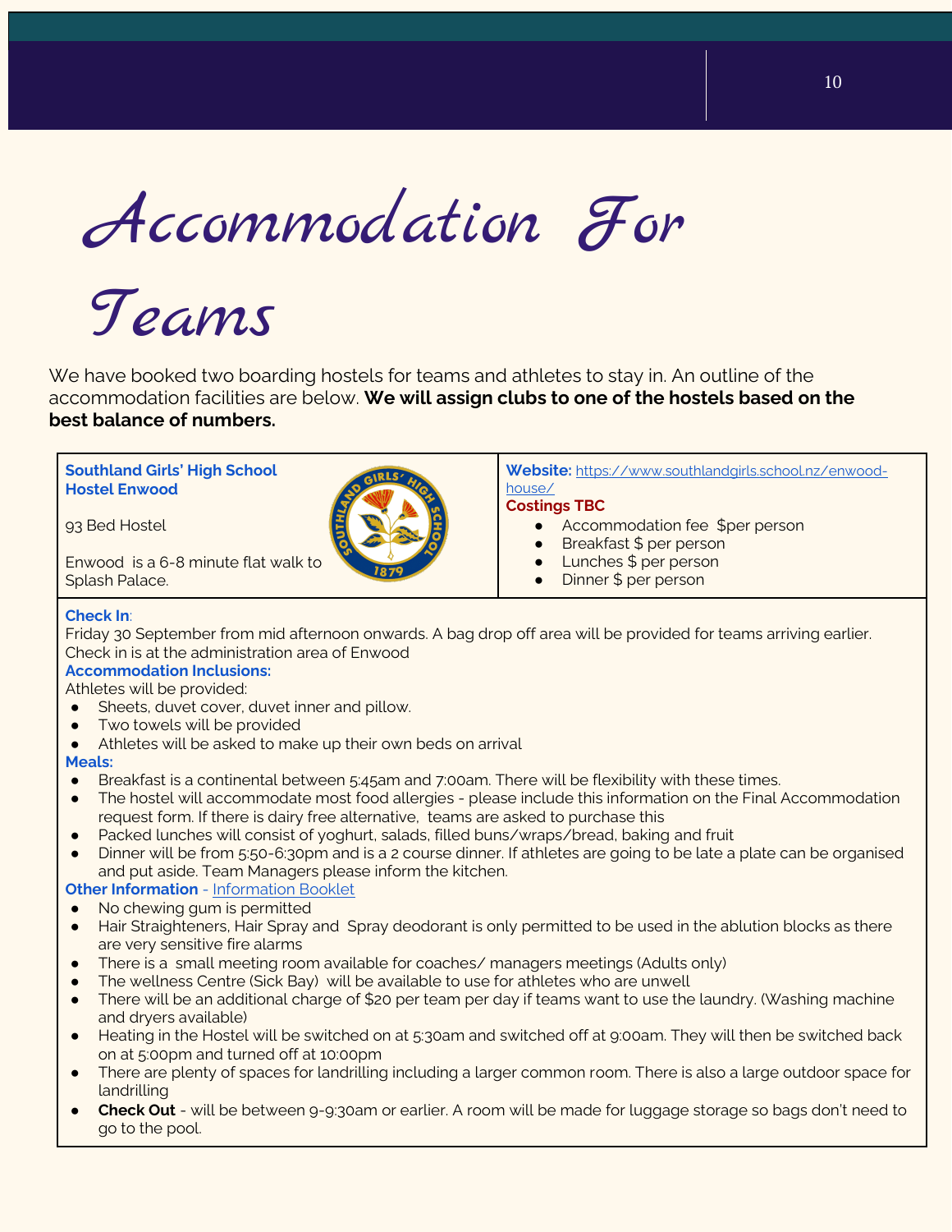# Accommodation For Teams

We have booked two boarding hostels for teams and athletes to stay in. An outline of the accommodation facilities are below. **We will assign clubs to one of the hostels based on the best balance of numbers.**

**Southland Girls' High School**
**Hostel Enwood**

93 Bed Hostel

Enwood is a 6-8 minute flat walk to Splash Palace.

**Website:** [https://www.southlandgirls.school.nz/enwood-house/](https://www.southlandgirls.school.nz/enwood-house/)

**Costings TBC**

- Accommodation fee $per person
- Breakfast $ per person
- Lunches $ per person
- Dinner $ per person

**Check In**:
Friday 30 September from mid afternoon onwards. A bag drop off area will be provided for teams arriving earlier. Check in is at the administration area of Enwood

**Accommodation Inclusions:**
Athletes will be provided:

- Sheets, duvet cover, duvet inner and pillow.
- Two towels will be provided
- Athletes will be asked to make up their own beds on arrival

**Meals:**

- Breakfast is a continental between 5:45am and 7:00am. There will be flexibility with these times.
- The hostel will accommodate most food allergies - please include this information on the Final Accommodation request form. If there is dairy free alternative, teams are asked to purchase this
- Packed lunches will consist of yoghurt, salads, filled buns/wraps/bread, baking and fruit
- Dinner will be from 5:50-6:30pm and is a 2 course dinner. If athletes are going to be late a plate can be organised and put aside. Team Managers please inform the kitchen.

**Other Information** - [Information Booklet]

- No chewing gum is permitted
- Hair Straighteners, Hair Spray and Spray deodorant is only permitted to be used in the ablution blocks as there are very sensitive fire alarms
- There is a small meeting room available for coaches/ managers meetings (Adults only)
- The wellness Centre (Sick Bay) will be available to use for athletes who are unwell
- There will be an additional charge of $20 per team per day if teams want to use the laundry. (Washing machine and dryers available)
- Heating in the Hostel will be switched on at 5:30am and switched off at 9:00am. They will then be switched back on at 5:00pm and turned off at 10:00pm
- There are plenty of spaces for landrilling including a larger common room. There is also a large outdoor space for landrilling
- **Check Out** - will be between 9-9:30am or earlier. A room will be made for luggage storage so bags don't need to go to the pool.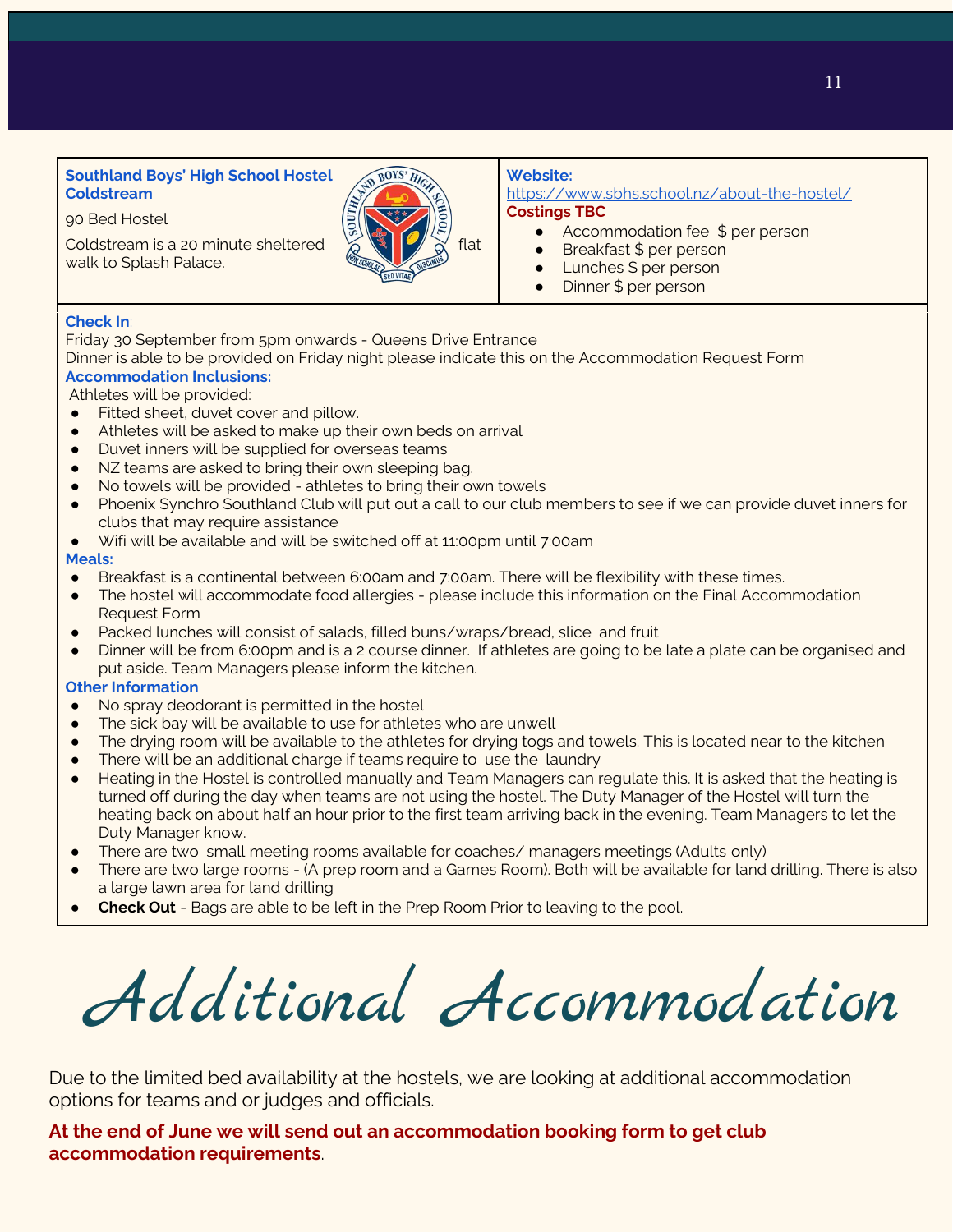**Southland Boys' High School Hostel Coldstream**

90 Bed Hostel

Coldstream is a 20 minute sheltered flat walk to Splash Palace.

**Website:**
https://www.sbhs.school.nz/about-the-hostel/

**Costings TBC**

- Accommodation fee $ per person
- Breakfast $ per person
- Lunches $ per person
- Dinner $ per person

**Check In**:
Friday 30 September from 5pm onwards - Queens Drive Entrance
Dinner is able to be provided on Friday night please indicate this on the Accommodation Request Form

**Accommodation Inclusions:**
Athletes will be provided:

- Fitted sheet, duvet cover and pillow.
- Athletes will be asked to make up their own beds on arrival
- Duvet inners will be supplied for overseas teams
- NZ teams are asked to bring their own sleeping bag.
- No towels will be provided - athletes to bring their own towels
- Phoenix Synchro Southland Club will put out a call to our club members to see if we can provide duvet inners for clubs that may require assistance
- Wifi will be available and will be switched off at 11:00pm until 7:00am

**Meals:**

- Breakfast is a continental between 6:00am and 7:00am. There will be flexibility with these times.
- The hostel will accommodate food allergies - please include this information on the Final Accommodation Request Form
- Packed lunches will consist of salads, filled buns/wraps/bread, slice and fruit
- Dinner will be from 6:00pm and is a 2 course dinner. If athletes are going to be late a plate can be organised and put aside. Team Managers please inform the kitchen.

**Other Information**

- No spray deodorant is permitted in the hostel
- The sick bay will be available to use for athletes who are unwell
- The drying room will be available to the athletes for drying togs and towels. This is located near to the kitchen
- There will be an additional charge if teams require to use the laundry
- Heating in the Hostel is controlled manually and Team Managers can regulate this. It is asked that the heating is turned off during the day when teams are not using the hostel. The Duty Manager of the Hostel will turn the heating back on about half an hour prior to the first team arriving back in the evening. Team Managers to let the Duty Manager know.
- There are two small meeting rooms available for coaches/ managers meetings (Adults only)
- There are two large rooms - (A prep room and a Games Room). Both will be available for land drilling. There is also a large lawn area for land drilling
- **Check Out** - Bags are able to be left in the Prep Room Prior to leaving to the pool.

# Additional Accommodation

Due to the limited bed availability at the hostels, we are looking at additional accommodation options for teams and or judges and officials.

**At the end of June we will send out an accommodation booking form to get club accommodation requirements**.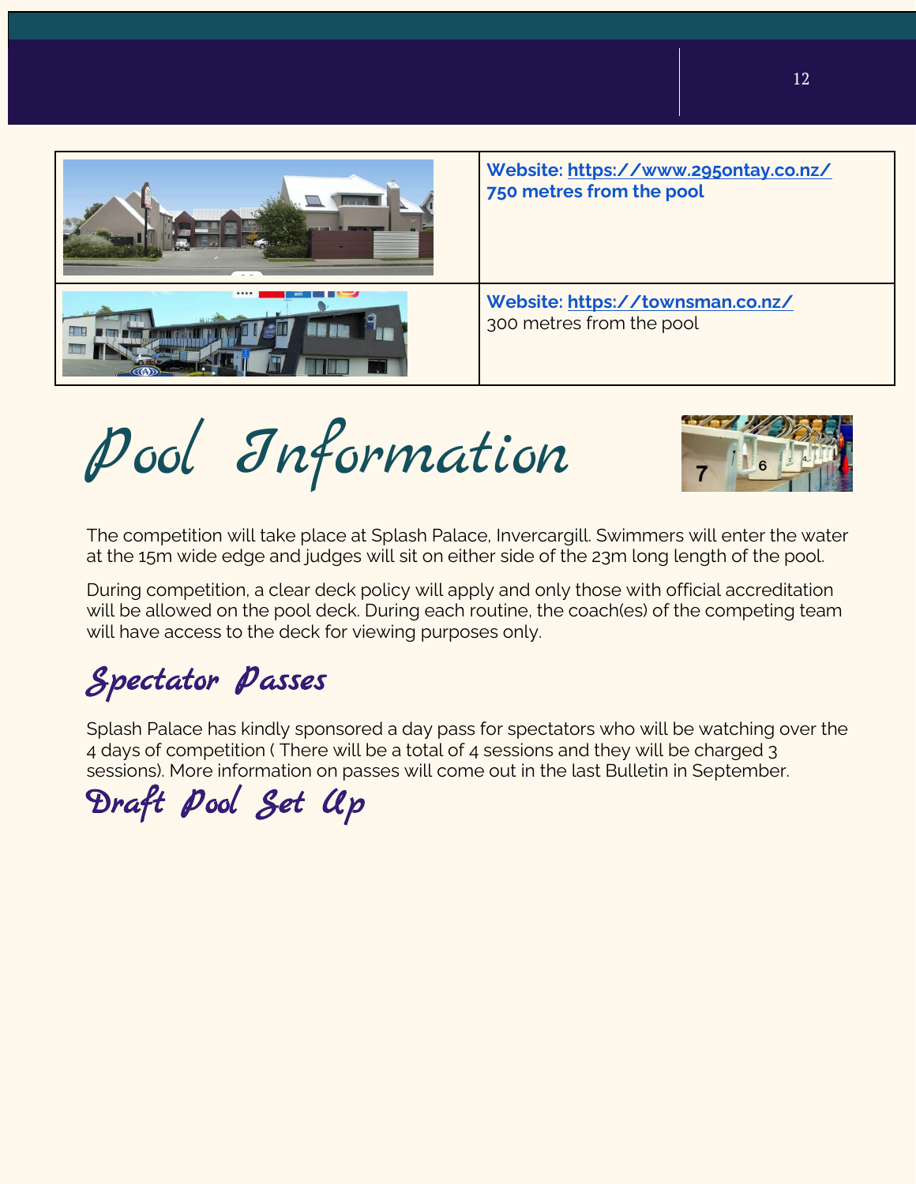| | |
|---|---|
| | **Website: https://www.295ontay.co.nz/** **750 metres from the pool** |
| | **Website: https://townsman.co.nz/** 300 metres from the pool |

# *Pool Information*

The competition will take place at Splash Palace, Invercargill. Swimmers will enter the water at the 15m wide edge and judges will sit on either side of the 23m long length of the pool.

During competition, a clear deck policy will apply and only those with official accreditation will be allowed on the pool deck. During each routine, the coach(es) of the competing team will have access to the deck for viewing purposes only.

## *Spectator Passes*

Splash Palace has kindly sponsored a day pass for spectators who will be watching over the 4 days of competition ( There will be a total of 4 sessions and they will be charged 3 sessions). More information on passes will come out in the last Bulletin in September.

## *Draft Pool Set Up*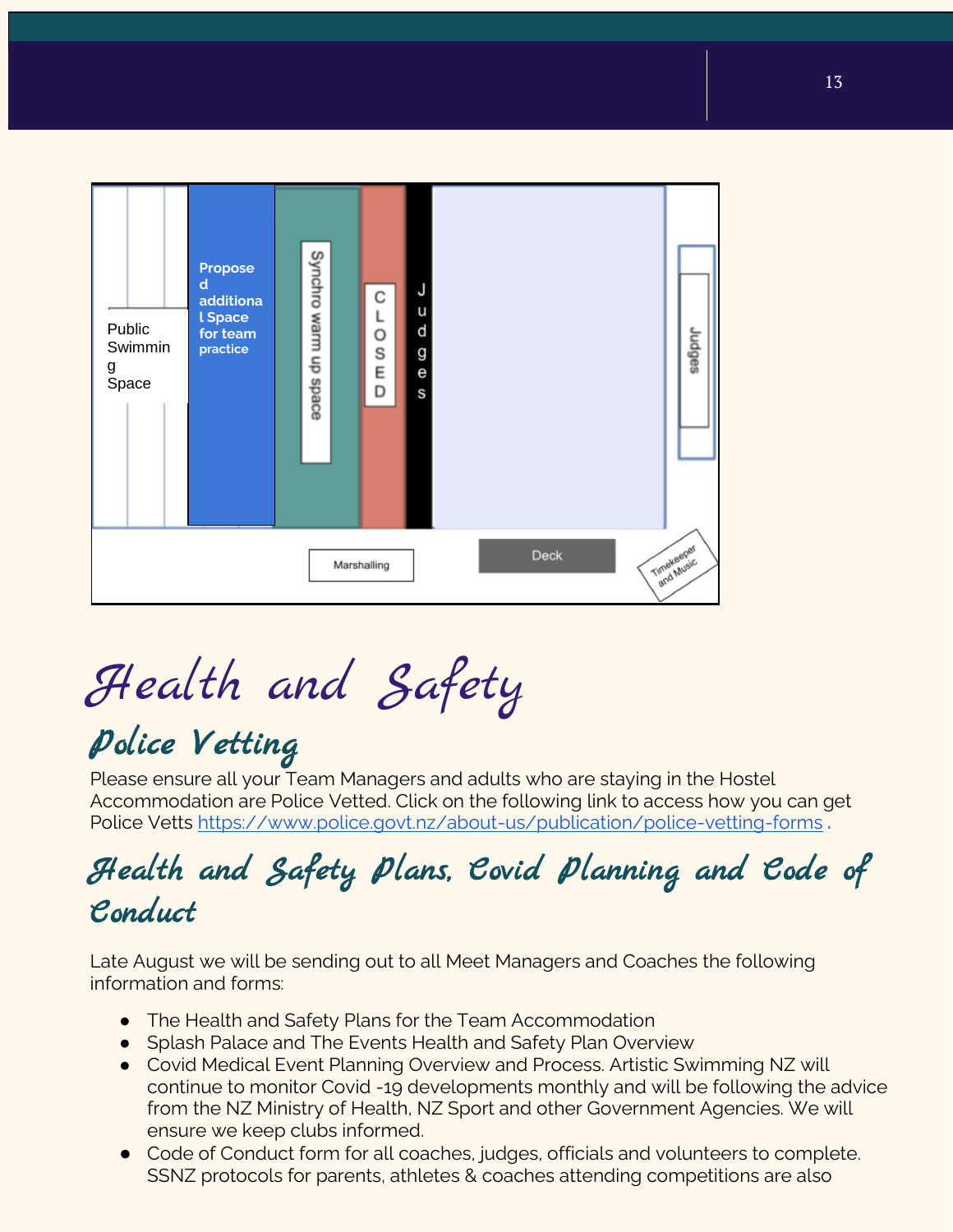Public Swimming Space

Proposed additional Space for team practice

Synchro warm up space

CLOSED

Judges

Judges

Marshalling

Deck

Timekeeper and Music

# Health and Safety

## Police Vetting

Please ensure all your Team Managers and adults who are staying in the Hostel Accommodation are Police Vetted. Click on the following link to access how you can get Police Vetts https://www.police.govt.nz/about-us/publication/police-vetting-forms .

## Health and Safety Plans, Covid Planning and Code of Conduct

Late August we will be sending out to all Meet Managers and Coaches the following information and forms:

- The Health and Safety Plans for the Team Accommodation
- Splash Palace and The Events Health and Safety Plan Overview
- Covid Medical Event Planning Overview and Process. Artistic Swimming NZ will continue to monitor Covid -19 developments monthly and will be following the advice from the NZ Ministry of Health, NZ Sport and other Government Agencies. We will ensure we keep clubs informed.
- Code of Conduct form for all coaches, judges, officials and volunteers to complete. SSNZ protocols for parents, athletes & coaches attending competitions are also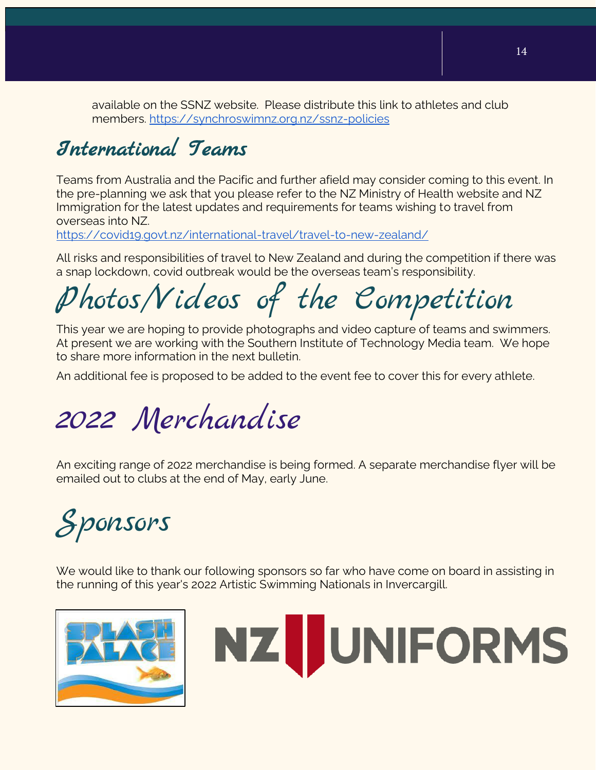available on the SSNZ website. Please distribute this link to athletes and club members. https://synchroswimnz.org.nz/ssnz-policies

## International Teams

Teams from Australia and the Pacific and further afield may consider coming to this event. In the pre-planning we ask that you please refer to the NZ Ministry of Health website and NZ Immigration for the latest updates and requirements for teams wishing to travel from overseas into NZ.
https://covid19.govt.nz/international-travel/travel-to-new-zealand/

All risks and responsibilities of travel to New Zealand and during the competition if there was a snap lockdown, covid outbreak would be the overseas team's responsibility.

## Photos/Videos of the Competition

This year we are hoping to provide photographs and video capture of teams and swimmers. At present we are working with the Southern Institute of Technology Media team. We hope to share more information in the next bulletin.

An additional fee is proposed to be added to the event fee to cover this for every athlete.

## 2022 Merchandise

An exciting range of 2022 merchandise is being formed. A separate merchandise flyer will be emailed out to clubs at the end of May, early June.

## Sponsors

We would like to thank our following sponsors so far who have come on board in assisting in the running of this year's 2022 Artistic Swimming Nationals in Invercargill.

SPLASH PALACE

NZ UNIFORMS